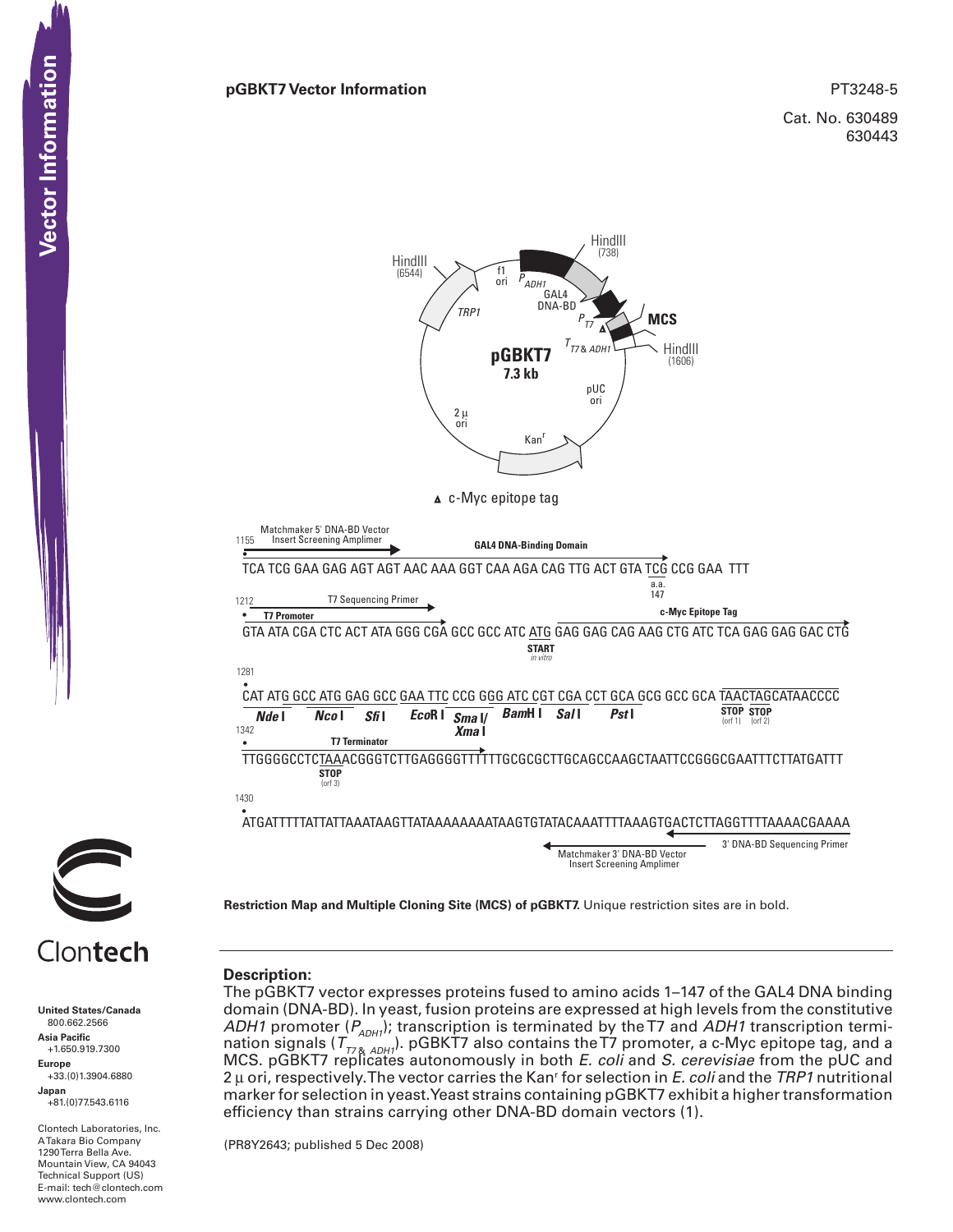# pGBKT7 Vector Information

PT3248-5

Cat. No. 630489
630443

pGBKT7 7.3 kb

HindIII (6544), f1 ori, $P_{ADH1}$, GAL4 DNA-BD, HindIII (738), $P_{T7}$, MCS, $T_{T7\ \&\ ADH1}$, HindIII (1606), pUC ori, Kan$^r$, 2 µ ori, TRP1

▲ c-Myc epitope tag

```
      Matchmaker 5' DNA-BD Vector
1155   Insert Screening Amplimer              GAL4 DNA-Binding Domain
TCA TCG GAA GAG AGT AGT AAC AAA GGT CAA AGA CAG TTG ACT GTA TCG CCG GAA  TTT
                                                           a.a.
                                                           147
1212            T7 Sequencing Primer
  T7 Promoter                                                    c-Myc Epitope Tag
GTA ATA CGA CTC ACT ATA GGG CGA GCC GCC ATC ATG GAG GAG CAG AAG CTG ATC TCA GAG GAG GAC CTG
                                            START
                                            in vitro
1281
CAT ATG GCC ATG GAG GCC GAA TTC CCG GGG ATC CGT CGA CCT GCA GCG GCC GCA TAACTAGCATAACCCC
 Nde I   Nco I   Sfi I   EcoR I  Sma I/   BamH I  Sal I    Pst I              STOP  STOP
                                 Xma I                                        (orf 1) (orf 2)
1342          T7 Terminator
TTGGGGCCTCTAAACGGGTCTTGAGGGGTTTTTTGCGCGCTTGCAGCCAAGCTAATTCCGGGCGAATTTCTTATGATTT
          STOP
          (orf 3)
1430
ATGATTTTTATTATTAAATAAGTTATAAAAAAAATAAGTGTATACAAATTTTAAAGTGACTCTTAGGTTTTAAAACGAAAA
                                                             3' DNA-BD Sequencing Primer
                                         Matchmaker 3' DNA-BD Vector
                                          Insert Screening Amplimer
```

**Restriction Map and Multiple Cloning Site (MCS) of pGBKT7.** Unique restriction sites are in bold.

## Description:

The pGBKT7 vector expresses proteins fused to amino acids 1–147 of the GAL4 DNA binding domain (DNA-BD). In yeast, fusion proteins are expressed at high levels from the constitutive *ADH1* promoter ($P_{ADH1}$); transcription is terminated by the T7 and *ADH1* transcription termination signals ($T_{T7\ \&\ ADH1}$). pGBKT7 also contains the T7 promoter, a c-Myc epitope tag, and a MCS. pGBKT7 replicates autonomously in both *E. coli* and *S. cerevisiae* from the pUC and 2 µ ori, respectively. The vector carries the Kan$^r$ for selection in *E. coli* and the *TRP1* nutritional marker for selection in yeast. Yeast strains containing pGBKT7 exhibit a higher transformation efficiency than strains carrying other DNA-BD domain vectors (1).

(PR8Y2643; published 5 Dec 2008)

Clontech

**United States/Canada**
800.662.2566
**Asia Pacific**
+1.650.919.7300
**Europe**
+33.(0)1.3904.6880
**Japan**
+81.(0)77.543.6116

Clontech Laboratories, Inc.
A Takara Bio Company
1290 Terra Bella Ave.
Mountain View, CA 94043
Technical Support (US)
E-mail: tech@clontech.com
www.clontech.com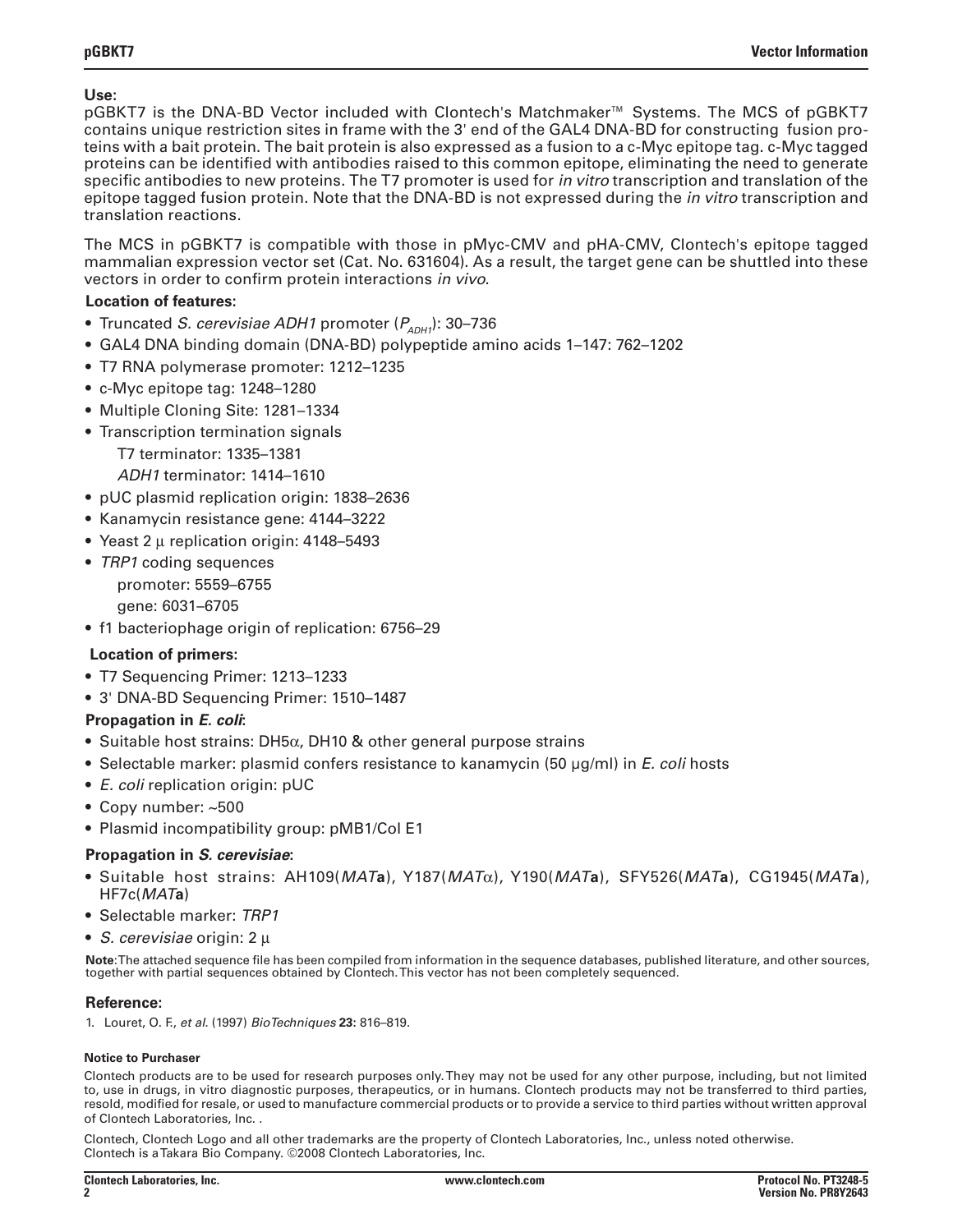**Use:**

pGBKT7 is the DNA-BD Vector included with Clontech's Matchmaker™ Systems. The MCS of pGBKT7 contains unique restriction sites in frame with the 3' end of the GAL4 DNA-BD for constructing fusion proteins with a bait protein. The bait protein is also expressed as a fusion to a c-Myc epitope tag. c-Myc tagged proteins can be identified with antibodies raised to this common epitope, eliminating the need to generate specific antibodies to new proteins. The T7 promoter is used for *in vitro* transcription and translation of the epitope tagged fusion protein. Note that the DNA-BD is not expressed during the *in vitro* transcription and translation reactions.

The MCS in pGBKT7 is compatible with those in pMyc-CMV and pHA-CMV, Clontech's epitope tagged mammalian expression vector set (Cat. No. 631604). As a result, the target gene can be shuttled into these vectors in order to confirm protein interactions *in vivo*.

**Location of features:**

- Truncated *S. cerevisiae ADH1* promoter ($P_{ADH1}$): 30–736
- GAL4 DNA binding domain (DNA-BD) polypeptide amino acids 1–147: 762–1202
- T7 RNA polymerase promoter: 1212–1235
- c-Myc epitope tag: 1248–1280
- Multiple Cloning Site: 1281–1334
- Transcription termination signals
  - T7 terminator: 1335–1381
  - *ADH1* terminator: 1414–1610
- pUC plasmid replication origin: 1838–2636
- Kanamycin resistance gene: 4144–3222
- Yeast 2 μ replication origin: 4148–5493
- *TRP1* coding sequences
  - promoter: 5559–6755
  - gene: 6031–6705
- f1 bacteriophage origin of replication: 6756–29

**Location of primers:**

- T7 Sequencing Primer: 1213–1233
- 3' DNA-BD Sequencing Primer: 1510–1487

**Propagation in *E. coli*:**

- Suitable host strains: DH5α, DH10 & other general purpose strains
- Selectable marker: plasmid confers resistance to kanamycin (50 μg/ml) in *E. coli* hosts
- *E. coli* replication origin: pUC
- Copy number: ~500
- Plasmid incompatibility group: pMB1/Col E1

**Propagation in *S. cerevisiae*:**

- Suitable host strains: AH109(*MAT***a**), Y187(*MAT*α), Y190(*MAT***a**), SFY526(*MAT***a**), CG1945(*MAT***a**), HF7c(*MAT***a**)
- Selectable marker: *TRP1*
- *S. cerevisiae* origin: 2 μ

**Note**: The attached sequence file has been compiled from information in the sequence databases, published literature, and other sources, together with partial sequences obtained by Clontech. This vector has not been completely sequenced.

**Reference:**

1. Louret, O. F., *et al.* (1997) *BioTechniques* **23**: 816–819.

**Notice to Purchaser**

Clontech products are to be used for research purposes only. They may not be used for any other purpose, including, but not limited to, use in drugs, in vitro diagnostic purposes, therapeutics, or in humans. Clontech products may not be transferred to third parties, resold, modified for resale, or used to manufacture commercial products or to provide a service to third parties without written approval of Clontech Laboratories, Inc. .

Clontech, Clontech Logo and all other trademarks are the property of Clontech Laboratories, Inc., unless noted otherwise. Clontech is a Takara Bio Company. ©2008 Clontech Laboratories, Inc.